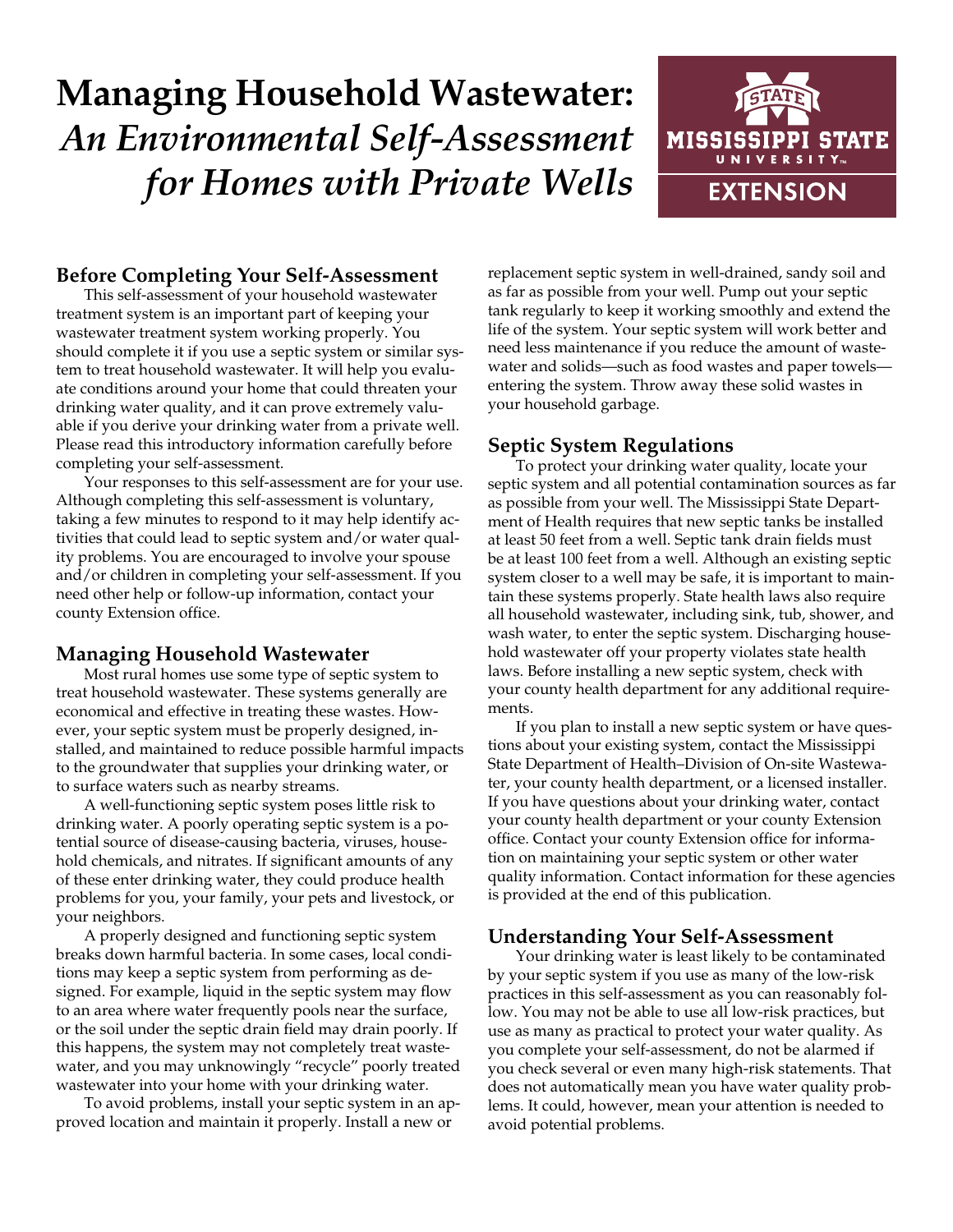# Managing Household Wastewater: *An Environmental Self-Assessment for Homes with Private Wells*

MISSISSIPPI STATE UNIVERSITY EXTENSION

## Before Completing Your Self-Assessment

This self-assessment of your household wastewater treatment system is an important part of keeping your wastewater treatment system working properly. You should complete it if you use a septic system or similar system to treat household wastewater. It will help you evaluate conditions around your home that could threaten your drinking water quality, and it can prove extremely valuable if you derive your drinking water from a private well. Please read this introductory information carefully before completing your self-assessment.

Your responses to this self-assessment are for your use. Although completing this self-assessment is voluntary, taking a few minutes to respond to it may help identify activities that could lead to septic system and/or water quality problems. You are encouraged to involve your spouse and/or children in completing your self-assessment. If you need other help or follow-up information, contact your county Extension office.

## Managing Household Wastewater

Most rural homes use some type of septic system to treat household wastewater. These systems generally are economical and effective in treating these wastes. However, your septic system must be properly designed, installed, and maintained to reduce possible harmful impacts to the groundwater that supplies your drinking water, or to surface waters such as nearby streams.

A well-functioning septic system poses little risk to drinking water. A poorly operating septic system is a potential source of disease-causing bacteria, viruses, household chemicals, and nitrates. If significant amounts of any of these enter drinking water, they could produce health problems for you, your family, your pets and livestock, or your neighbors.

A properly designed and functioning septic system breaks down harmful bacteria. In some cases, local conditions may keep a septic system from performing as designed. For example, liquid in the septic system may flow to an area where water frequently pools near the surface, or the soil under the septic drain field may drain poorly. If this happens, the system may not completely treat wastewater, and you may unknowingly "recycle" poorly treated wastewater into your home with your drinking water.

To avoid problems, install your septic system in an approved location and maintain it properly. Install a new or replacement septic system in well-drained, sandy soil and as far as possible from your well. Pump out your septic tank regularly to keep it working smoothly and extend the life of the system. Your septic system will work better and need less maintenance if you reduce the amount of wastewater and solids—such as food wastes and paper towels—entering the system. Throw away these solid wastes in your household garbage.

## Septic System Regulations

To protect your drinking water quality, locate your septic system and all potential contamination sources as far as possible from your well. The Mississippi State Department of Health requires that new septic tanks be installed at least 50 feet from a well. Septic tank drain fields must be at least 100 feet from a well. Although an existing septic system closer to a well may be safe, it is important to maintain these systems properly. State health laws also require all household wastewater, including sink, tub, shower, and wash water, to enter the septic system. Discharging household wastewater off your property violates state health laws. Before installing a new septic system, check with your county health department for any additional requirements.

If you plan to install a new septic system or have questions about your existing system, contact the Mississippi State Department of Health–Division of On-site Wastewater, your county health department, or a licensed installer. If you have questions about your drinking water, contact your county health department or your county Extension office. Contact your county Extension office for information on maintaining your septic system or other water quality information. Contact information for these agencies is provided at the end of this publication.

## Understanding Your Self-Assessment

Your drinking water is least likely to be contaminated by your septic system if you use as many of the low-risk practices in this self-assessment as you can reasonably follow. You may not be able to use all low-risk practices, but use as many as practical to protect your water quality. As you complete your self-assessment, do not be alarmed if you check several or even many high-risk statements. That does not automatically mean you have water quality problems. It could, however, mean your attention is needed to avoid potential problems.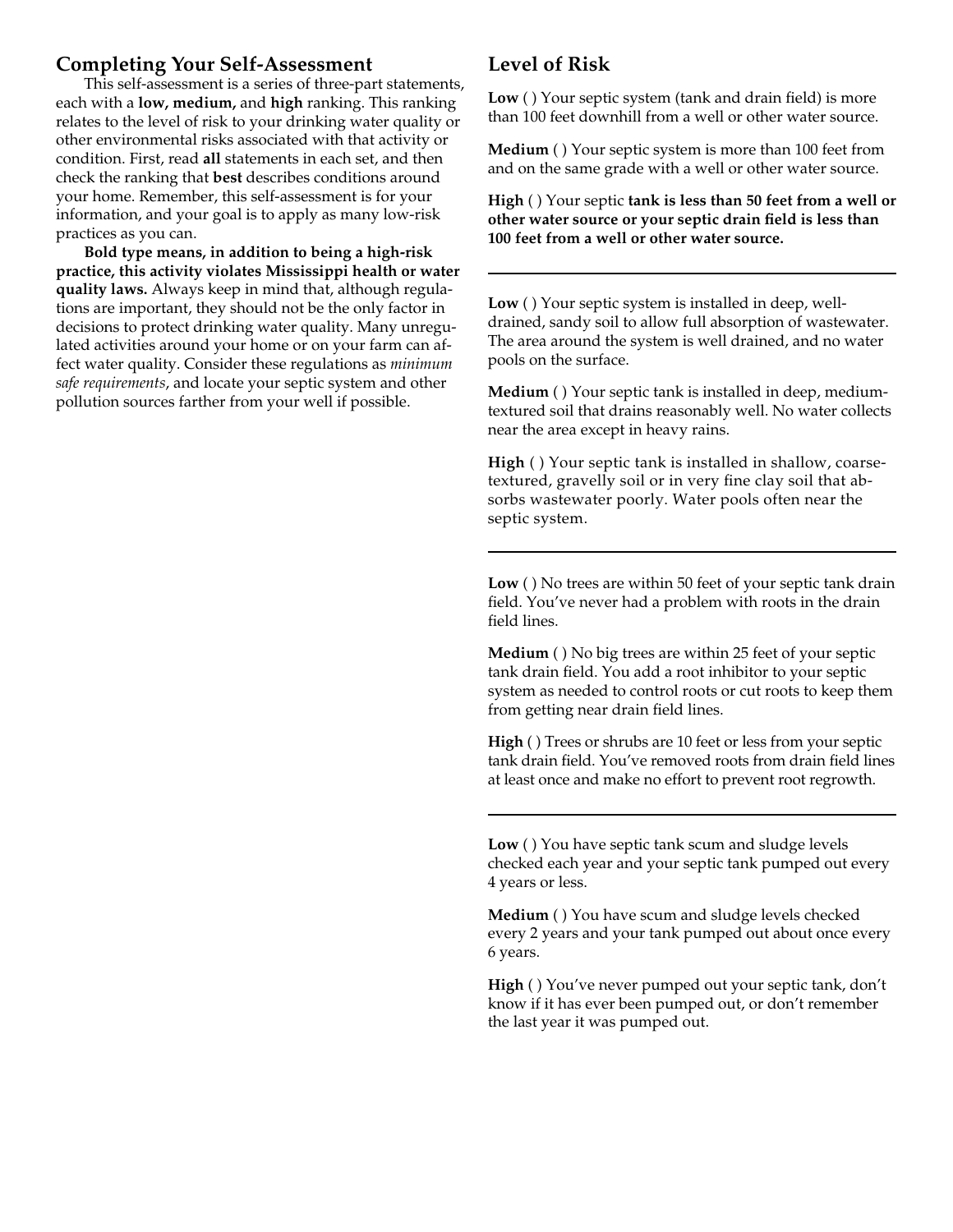## Completing Your Self-Assessment

This self-assessment is a series of three-part statements, each with a **low, medium,** and **high** ranking. This ranking relates to the level of risk to your drinking water quality or other environmental risks associated with that activity or condition. First, read **all** statements in each set, and then check the ranking that **best** describes conditions around your home. Remember, this self-assessment is for your information, and your goal is to apply as many low-risk practices as you can.

**Bold type means, in addition to being a high-risk practice, this activity violates Mississippi health or water quality laws.** Always keep in mind that, although regulations are important, they should not be the only factor in decisions to protect drinking water quality. Many unregulated activities around your home or on your farm can affect water quality. Consider these regulations as *minimum safe requirements*, and locate your septic system and other pollution sources farther from your well if possible.

## Level of Risk

**Low** ( ) Your septic system (tank and drain field) is more than 100 feet downhill from a well or other water source.

**Medium** ( ) Your septic system is more than 100 feet from and on the same grade with a well or other water source.

**High** ( ) Your septic **tank is less than 50 feet from a well or other water source or your septic drain field is less than 100 feet from a well or other water source.**

---

**Low** ( ) Your septic system is installed in deep, well-drained, sandy soil to allow full absorption of wastewater. The area around the system is well drained, and no water pools on the surface.

**Medium** ( ) Your septic tank is installed in deep, medium-textured soil that drains reasonably well. No water collects near the area except in heavy rains.

**High** ( ) Your septic tank is installed in shallow, coarse-textured, gravelly soil or in very fine clay soil that absorbs wastewater poorly. Water pools often near the septic system.

---

**Low** ( ) No trees are within 50 feet of your septic tank drain field. You've never had a problem with roots in the drain field lines.

**Medium** ( ) No big trees are within 25 feet of your septic tank drain field. You add a root inhibitor to your septic system as needed to control roots or cut roots to keep them from getting near drain field lines.

**High** ( ) Trees or shrubs are 10 feet or less from your septic tank drain field. You've removed roots from drain field lines at least once and make no effort to prevent root regrowth.

---

**Low** ( ) You have septic tank scum and sludge levels checked each year and your septic tank pumped out every 4 years or less.

**Medium** ( ) You have scum and sludge levels checked every 2 years and your tank pumped out about once every 6 years.

**High** ( ) You've never pumped out your septic tank, don't know if it has ever been pumped out, or don't remember the last year it was pumped out.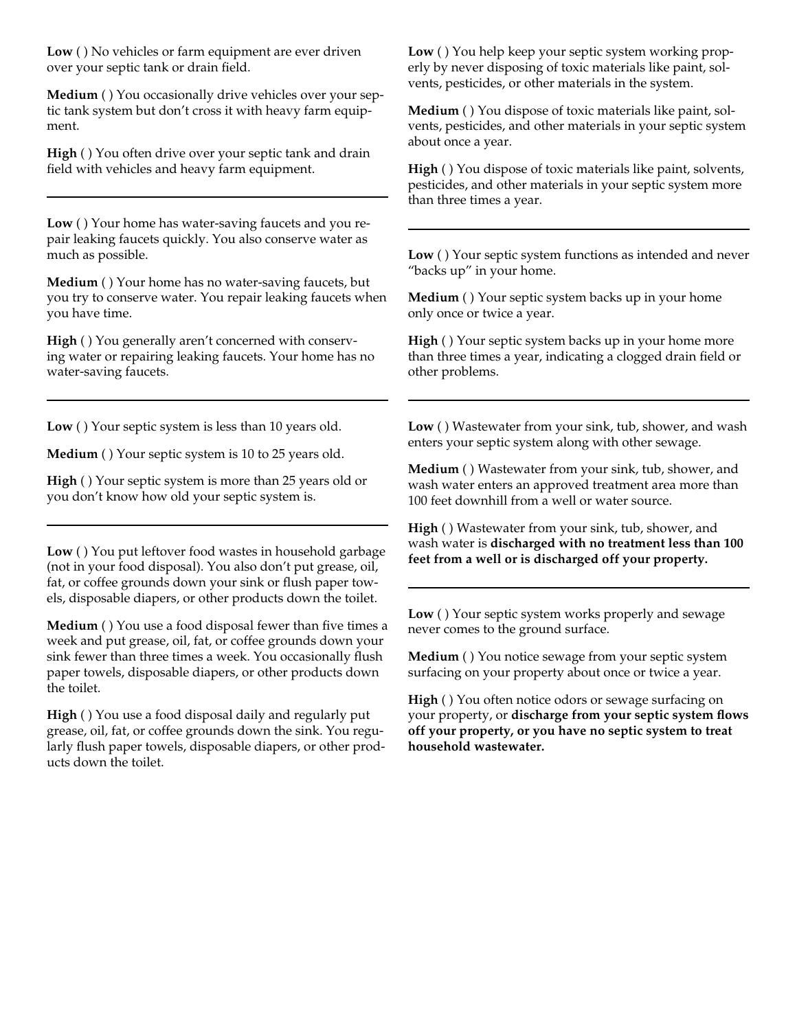**Low** ( ) No vehicles or farm equipment are ever driven over your septic tank or drain field.

**Medium** ( ) You occasionally drive vehicles over your septic tank system but don't cross it with heavy farm equipment.

**High** ( ) You often drive over your septic tank and drain field with vehicles and heavy farm equipment.

---

**Low** ( ) Your home has water-saving faucets and you repair leaking faucets quickly. You also conserve water as much as possible.

**Medium** ( ) Your home has no water-saving faucets, but you try to conserve water. You repair leaking faucets when you have time.

**High** ( ) You generally aren't concerned with conserving water or repairing leaking faucets. Your home has no water-saving faucets.

---

**Low** ( ) Your septic system is less than 10 years old.

**Medium** ( ) Your septic system is 10 to 25 years old.

**High** ( ) Your septic system is more than 25 years old or you don't know how old your septic system is.

---

**Low** ( ) You put leftover food wastes in household garbage (not in your food disposal). You also don't put grease, oil, fat, or coffee grounds down your sink or flush paper towels, disposable diapers, or other products down the toilet.

**Medium** ( ) You use a food disposal fewer than five times a week and put grease, oil, fat, or coffee grounds down your sink fewer than three times a week. You occasionally flush paper towels, disposable diapers, or other products down the toilet.

**High** ( ) You use a food disposal daily and regularly put grease, oil, fat, or coffee grounds down the sink. You regularly flush paper towels, disposable diapers, or other products down the toilet.

---

**Low** ( ) You help keep your septic system working properly by never disposing of toxic materials like paint, solvents, pesticides, or other materials in the system.

**Medium** ( ) You dispose of toxic materials like paint, solvents, pesticides, and other materials in your septic system about once a year.

**High** ( ) You dispose of toxic materials like paint, solvents, pesticides, and other materials in your septic system more than three times a year.

---

**Low** ( ) Your septic system functions as intended and never "backs up" in your home.

**Medium** ( ) Your septic system backs up in your home only once or twice a year.

**High** ( ) Your septic system backs up in your home more than three times a year, indicating a clogged drain field or other problems.

---

**Low** ( ) Wastewater from your sink, tub, shower, and wash enters your septic system along with other sewage.

**Medium** ( ) Wastewater from your sink, tub, shower, and wash water enters an approved treatment area more than 100 feet downhill from a well or water source.

**High** ( ) Wastewater from your sink, tub, shower, and wash water is **discharged with no treatment less than 100 feet from a well or is discharged off your property.**

---

**Low** ( ) Your septic system works properly and sewage never comes to the ground surface.

**Medium** ( ) You notice sewage from your septic system surfacing on your property about once or twice a year.

**High** ( ) You often notice odors or sewage surfacing on your property, or **discharge from your septic system flows off your property, or you have no septic system to treat household wastewater.**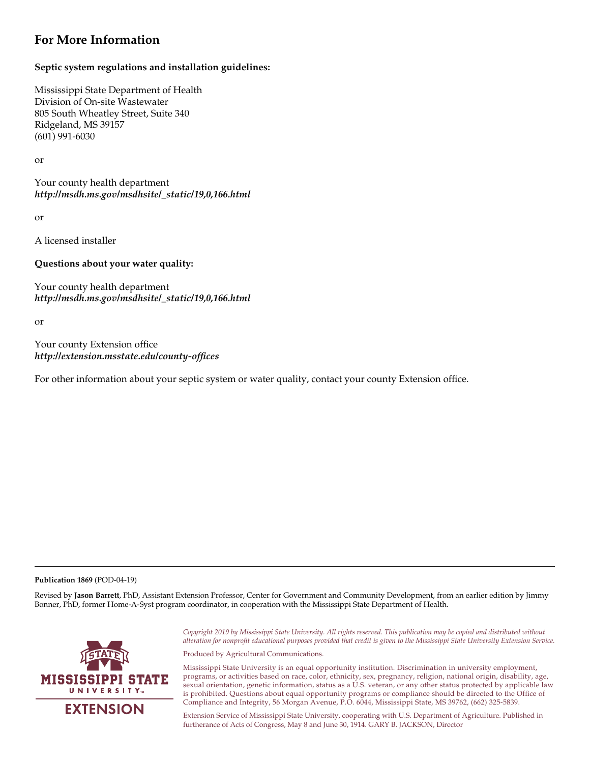## For More Information

**Septic system regulations and installation guidelines:**

Mississippi State Department of Health
Division of On-site Wastewater
805 South Wheatley Street, Suite 340
Ridgeland, MS 39157
(601) 991-6030

or

Your county health department
***http://msdh.ms.gov/msdhsite/_static/19,0,166.html***

or

A licensed installer

**Questions about your water quality:**

Your county health department
***http://msdh.ms.gov/msdhsite/_static/19,0,166.html***

or

Your county Extension office
***http://extension.msstate.edu/county-offices***

For other information about your septic system or water quality, contact your county Extension office.

---

**Publication 1869** (POD-04-19)

Revised by **Jason Barrett**, PhD, Assistant Extension Professor, Center for Government and Community Development, from an earlier edition by Jimmy Bonner, PhD, former Home-A-Syst program coordinator, in cooperation with the Mississippi State Department of Health.

MISSISSIPPI STATE UNIVERSITY EXTENSION

*Copyright 2019 by Mississippi State University. All rights reserved. This publication may be copied and distributed without alteration for nonprofit educational purposes provided that credit is given to the Mississippi State University Extension Service.*

Produced by Agricultural Communications.

Mississippi State University is an equal opportunity institution. Discrimination in university employment, programs, or activities based on race, color, ethnicity, sex, pregnancy, religion, national origin, disability, age, sexual orientation, genetic information, status as a U.S. veteran, or any other status protected by applicable law is prohibited. Questions about equal opportunity programs or compliance should be directed to the Office of Compliance and Integrity, 56 Morgan Avenue, P.O. 6044, Mississippi State, MS 39762, (662) 325-5839.

Extension Service of Mississippi State University, cooperating with U.S. Department of Agriculture. Published in furtherance of Acts of Congress, May 8 and June 30, 1914. GARY B. JACKSON, Director